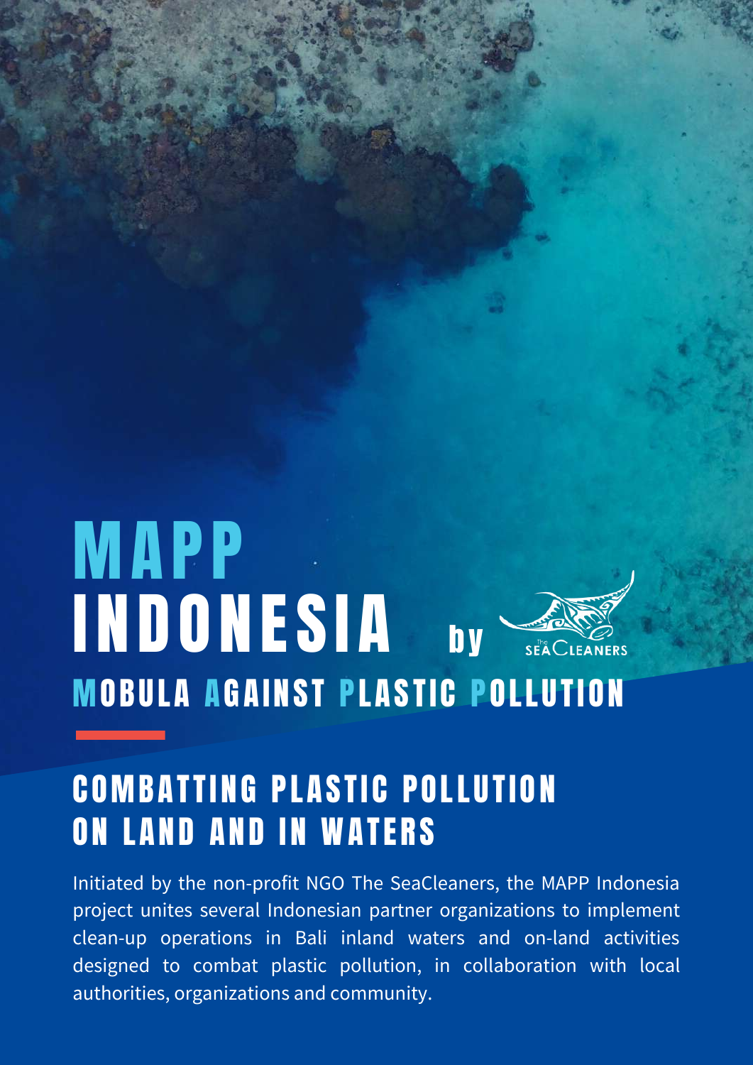# MAPP INDONESIA by The SeaCleaners

## MOBULA AGAINST PLASTIC POLLUTION

## COMBATTING PLASTIC POLLUTION ON LAND AND IN WATERS

Initiated by the non-profit NGO The SeaCleaners, the MAPP Indonesia project unites several Indonesian partner organizations to implement clean-up operations in Bali inland waters and on-land activities designed to combat plastic pollution, in collaboration with local authorities, organizations and community.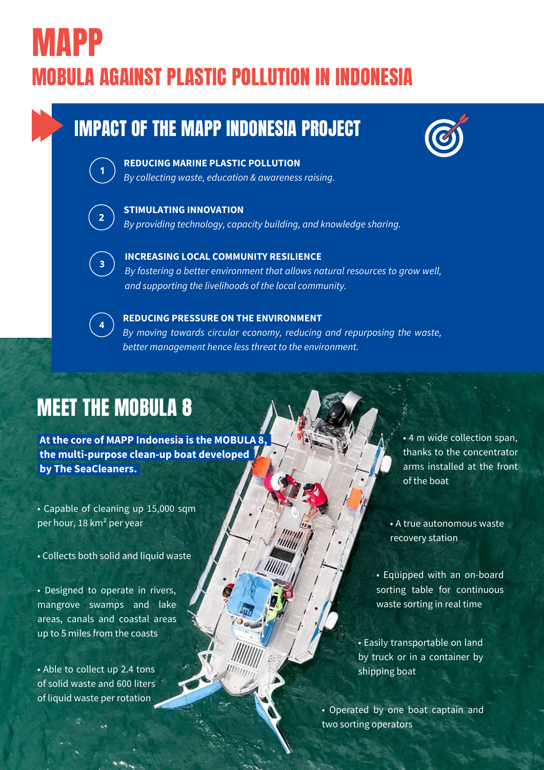# MAPP

## MOBULA AGAINST PLASTIC POLLUTION IN INDONESIA

## IMPACT OF THE MAPP INDONESIA PROJECT

1. **REDUCING MARINE PLASTIC POLLUTION**
   *By collecting waste, education & awareness raising.*

2. **STIMULATING INNOVATION**
   *By providing technology, capacity building, and knowledge sharing.*

3. **INCREASING LOCAL COMMUNITY RESILIENCE**
   *By fostering a better environment that allows natural resources to grow well, and supporting the livelihoods of the local community.*

4. **REDUCING PRESSURE ON THE ENVIRONMENT**
   *By moving towards circular economy, reducing and repurposing the waste, better management hence less threat to the environment.*

## MEET THE MOBULA 8

**At the core of MAPP Indonesia is the MOBULA 8, the multi-purpose clean-up boat developed by The SeaCleaners.**

- Capable of cleaning up 15,000 sqm per hour, 18 km² per year
- Collects both solid and liquid waste
- Designed to operate in rivers, mangrove swamps and lake areas, canals and coastal areas up to 5 miles from the coasts
- Able to collect up 2.4 tons of solid waste and 600 liters of liquid waste per rotation
- 4 m wide collection span, thanks to the concentrator arms installed at the front of the boat
- A true autonomous waste recovery station
- Equipped with an on-board sorting table for continuous waste sorting in real time
- Easily transportable on land by truck or in a container by shipping boat
- Operated by one boat captain and two sorting operators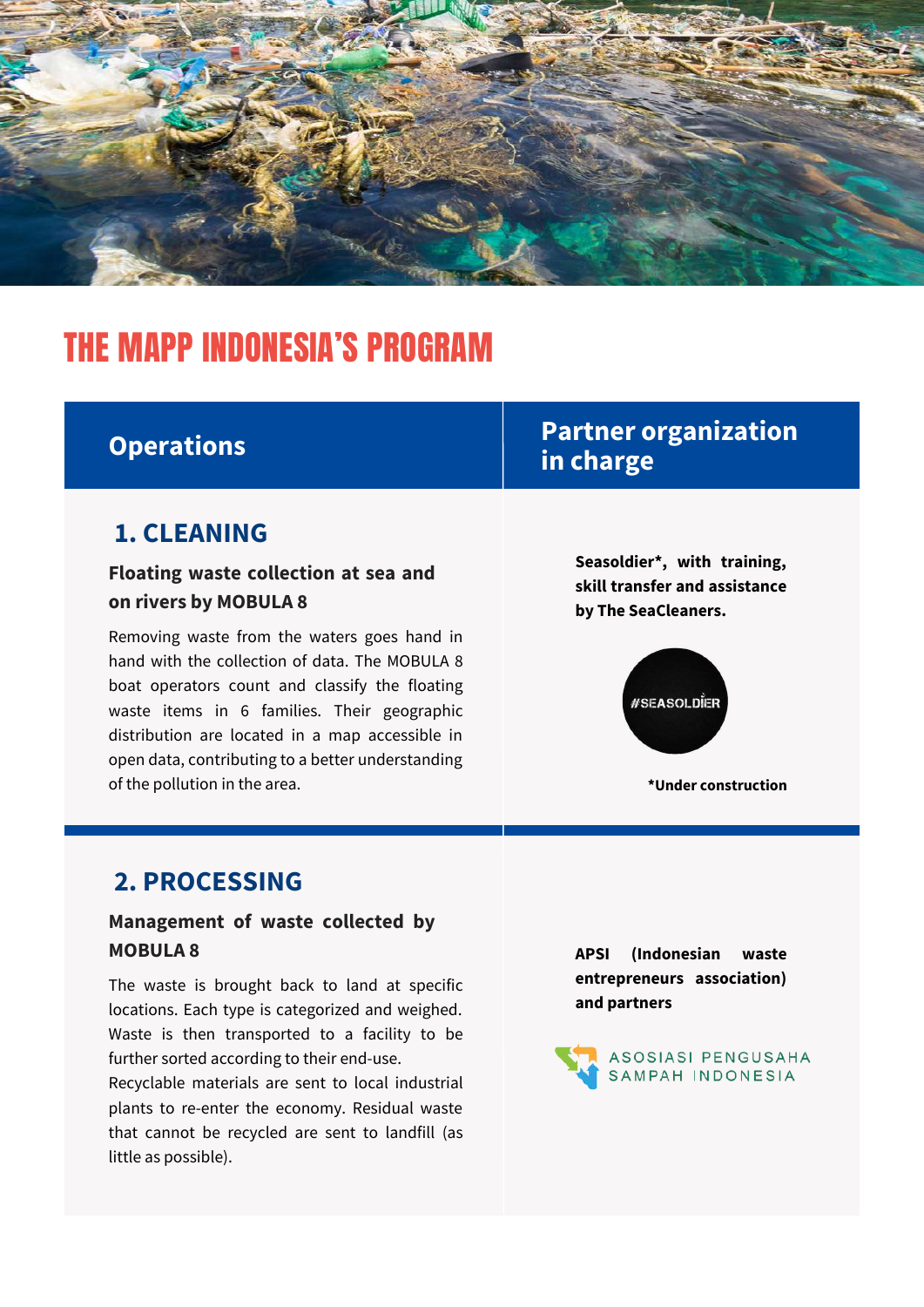# THE MAPP INDONESIA'S PROGRAM

| Operations | Partner organization in charge |
| --- | --- |
| **1. CLEANING**<br><br>**Floating waste collection at sea and on rivers by MOBULA 8**<br><br>Removing waste from the waters goes hand in hand with the collection of data. The MOBULA 8 boat operators count and classify the floating waste items in 6 families. Their geographic distribution are located in a map accessible in open data, contributing to a better understanding of the pollution in the area. | **Seasoldier*, with training, skill transfer and assistance by The SeaCleaners.**<br><br>#SEASOLDIER<br><br>***Under construction** |
| **2. PROCESSING**<br><br>**Management of waste collected by MOBULA 8**<br><br>The waste is brought back to land at specific locations. Each type is categorized and weighed. Waste is then transported to a facility to be further sorted according to their end-use.<br>Recyclable materials are sent to local industrial plants to re-enter the economy. Residual waste that cannot be recycled are sent to landfill (as little as possible). | **APSI (Indonesian waste entrepreneurs association) and partners**<br><br>ASOSIASI PENGUSAHA SAMPAH INDONESIA |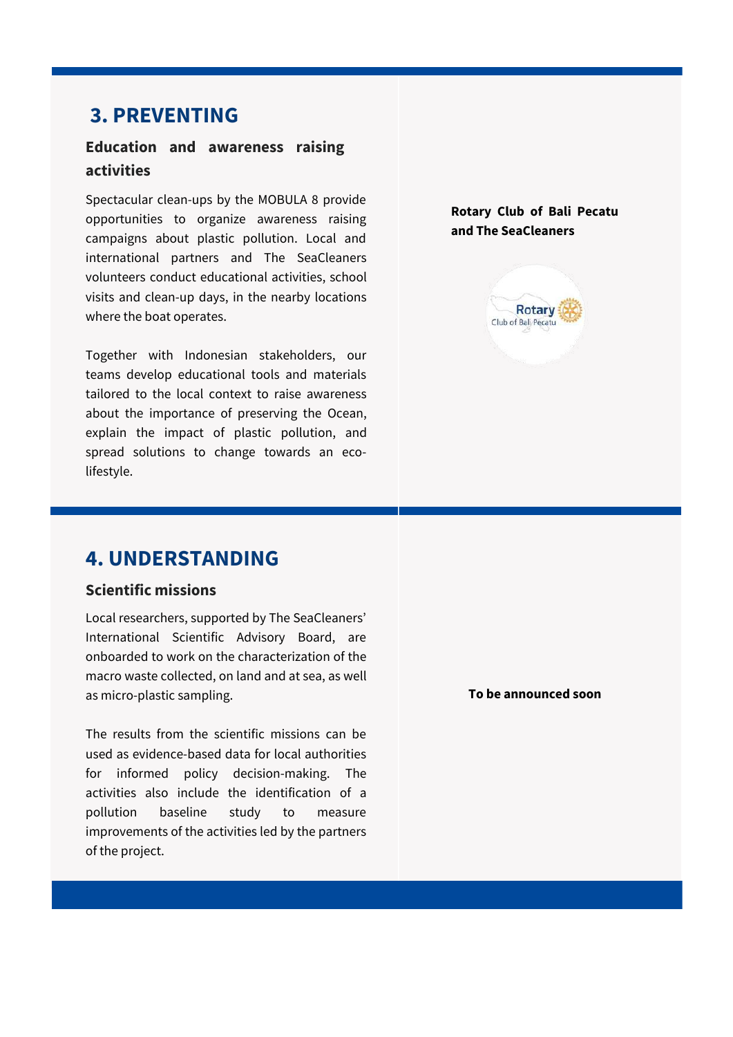## 3. PREVENTING

### Education and awareness raising activities

Spectacular clean-ups by the MOBULA 8 provide opportunities to organize awareness raising campaigns about plastic pollution. Local and international partners and The SeaCleaners volunteers conduct educational activities, school visits and clean-up days, in the nearby locations where the boat operates.

Together with Indonesian stakeholders, our teams develop educational tools and materials tailored to the local context to raise awareness about the importance of preserving the Ocean, explain the impact of plastic pollution, and spread solutions to change towards an eco-lifestyle.

**Rotary Club of Bali Pecatu and The SeaCleaners**

## 4. UNDERSTANDING

### Scientific missions

Local researchers, supported by The SeaCleaners' International Scientific Advisory Board, are onboarded to work on the characterization of the macro waste collected, on land and at sea, as well as micro-plastic sampling.

The results from the scientific missions can be used as evidence-based data for local authorities for informed policy decision-making. The activities also include the identification of a pollution baseline study to measure improvements of the activities led by the partners of the project.

**To be announced soon**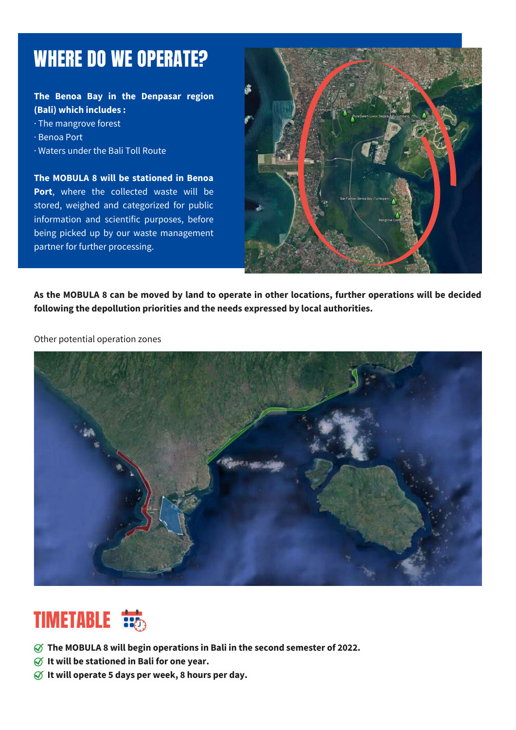# WHERE DO WE OPERATE?

**The Benoa Bay in the Denpasar region (Bali) which includes :**

- The mangrove forest
- Benoa Port
- Waters under the Bali Toll Route

**The MOBULA 8 will be stationed in Benoa Port**, where the collected waste will be stored, weighed and categorized for public information and scientific purposes, before being picked up by our waste management partner for further processing.

**As the MOBULA 8 can be moved by land to operate in other locations, further operations will be decided following the depollution priorities and the needs expressed by local authorities.**

Other potential operation zones

# TIMETABLE

- **The MOBULA 8 will begin operations in Bali in the second semester of 2022.**
- **It will be stationed in Bali for one year.**
- **It will operate 5 days per week, 8 hours per day.**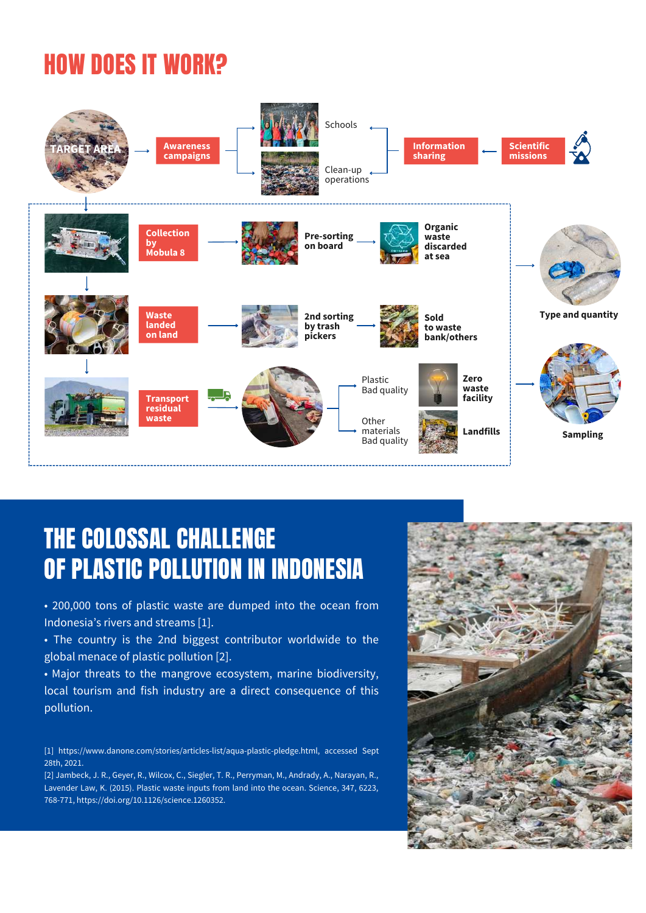# HOW DOES IT WORK?

TARGET AREA → Awareness campaigns → Schools / Clean-up operations ← Information sharing ← Scientific missions

Collection by Mobula 8 → Pre-sorting on board → Organic waste discarded at sea

Waste landed on land → 2nd sorting by trash pickers → Sold to waste bank/others

Transport residual waste → Plastic Bad quality → Zero waste facility; Other materials Bad quality → Landfills

Type and quantity

Sampling

# THE COLOSSAL CHALLENGE OF PLASTIC POLLUTION IN INDONESIA

- 200,000 tons of plastic waste are dumped into the ocean from Indonesia's rivers and streams [1].
- The country is the 2nd biggest contributor worldwide to the global menace of plastic pollution [2].
- Major threats to the mangrove ecosystem, marine biodiversity, local tourism and fish industry are a direct consequence of this pollution.

[1] https://www.danone.com/stories/articles-list/aqua-plastic-pledge.html, accessed Sept 28th, 2021.
[2] Jambeck, J. R., Geyer, R., Wilcox, C., Siegler, T. R., Perryman, M., Andrady, A., Narayan, R., Lavender Law, K. (2015). Plastic waste inputs from land into the ocean. Science, 347, 6223, 768-771, https://doi.org/10.1126/science.1260352.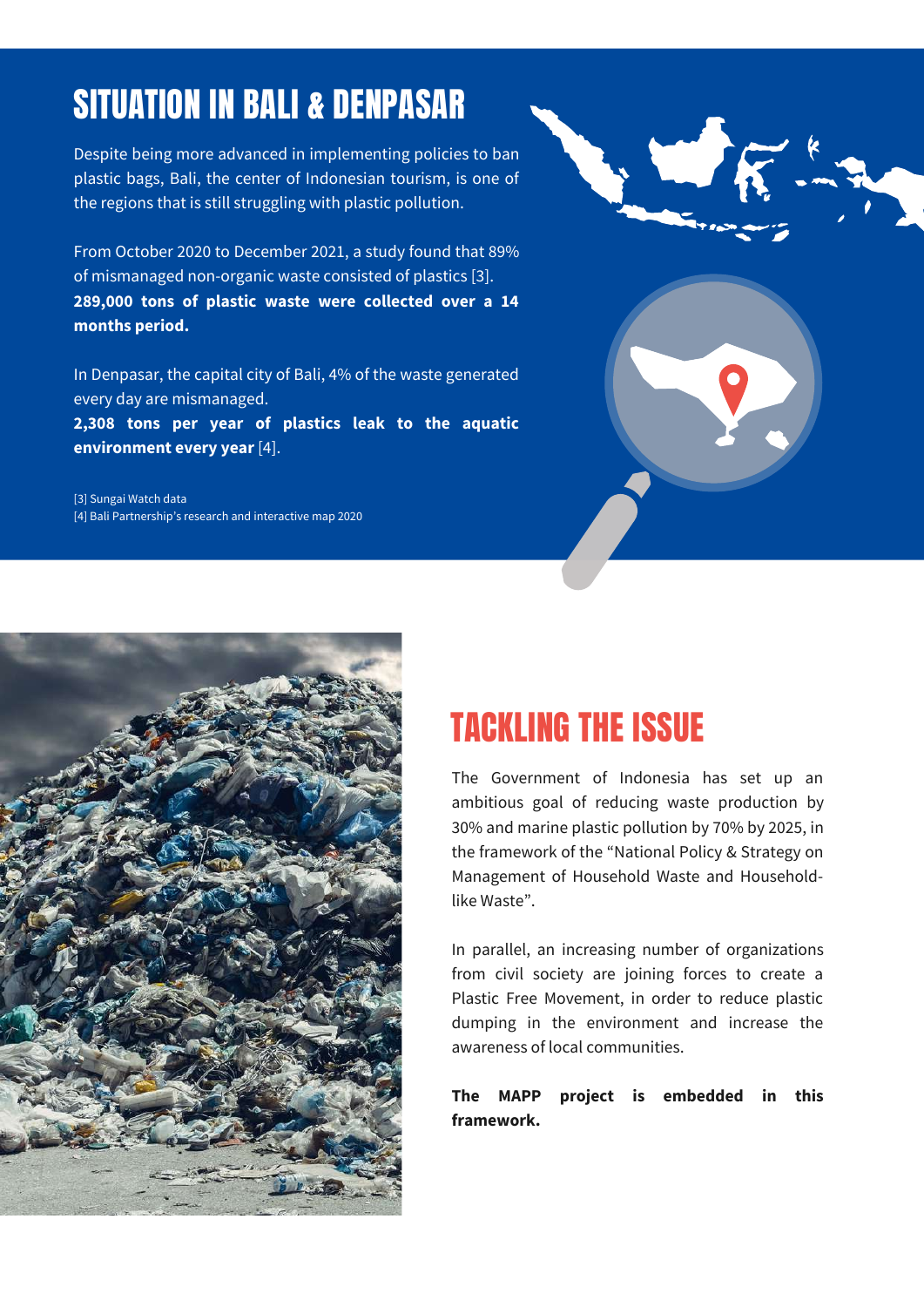# SITUATION IN BALI & DENPASAR

Despite being more advanced in implementing policies to ban plastic bags, Bali, the center of Indonesian tourism, is one of the regions that is still struggling with plastic pollution.

From October 2020 to December 2021, a study found that 89% of mismanaged non-organic waste consisted of plastics [3]. **289,000 tons of plastic waste were collected over a 14 months period.**

In Denpasar, the capital city of Bali, 4% of the waste generated every day are mismanaged.
**2,308 tons per year of plastics leak to the aquatic environment every year** [4].

[3] Sungai Watch data
[4] Bali Partnership's research and interactive map 2020

# TACKLING THE ISSUE

The Government of Indonesia has set up an ambitious goal of reducing waste production by 30% and marine plastic pollution by 70% by 2025, in the framework of the "National Policy & Strategy on Management of Household Waste and Household-like Waste".

In parallel, an increasing number of organizations from civil society are joining forces to create a Plastic Free Movement, in order to reduce plastic dumping in the environment and increase the awareness of local communities.

**The MAPP project is embedded in this framework.**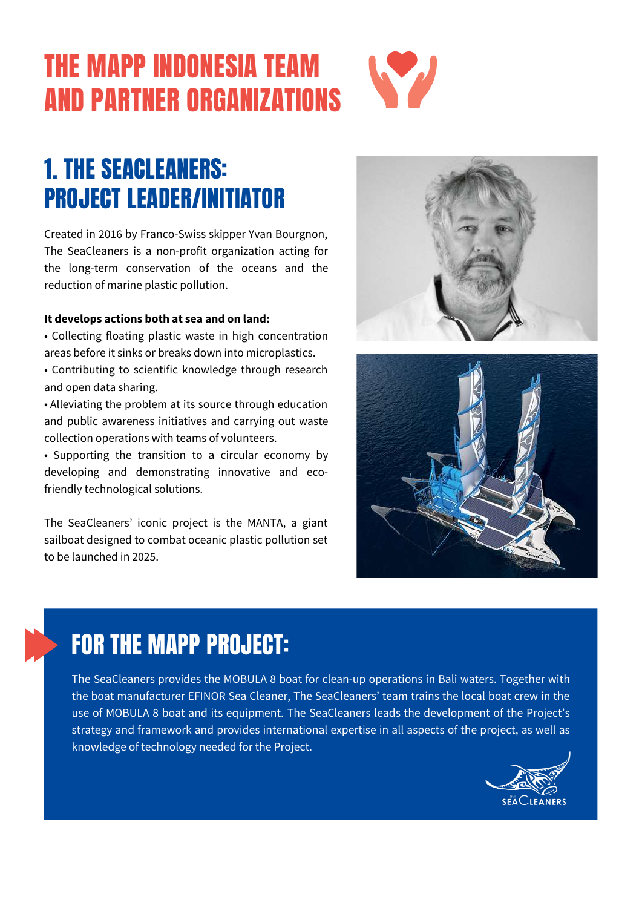# THE MAPP INDONESIA TEAM AND PARTNER ORGANIZATIONS

## 1. THE SEACLEANERS: PROJECT LEADER/INITIATOR

Created in 2016 by Franco-Swiss skipper Yvan Bourgnon, The SeaCleaners is a non-profit organization acting for the long-term conservation of the oceans and the reduction of marine plastic pollution.

**It develops actions both at sea and on land:**

- Collecting floating plastic waste in high concentration areas before it sinks or breaks down into microplastics.
- Contributing to scientific knowledge through research and open data sharing.
- Alleviating the problem at its source through education and public awareness initiatives and carrying out waste collection operations with teams of volunteers.
- Supporting the transition to a circular economy by developing and demonstrating innovative and eco-friendly technological solutions.

The SeaCleaners' iconic project is the MANTA, a giant sailboat designed to combat oceanic plastic pollution set to be launched in 2025.

## FOR THE MAPP PROJECT:

The SeaCleaners provides the MOBULA 8 boat for clean-up operations in Bali waters. Together with the boat manufacturer EFINOR Sea Cleaner, The SeaCleaners' team trains the local boat crew in the use of MOBULA 8 boat and its equipment. The SeaCleaners leads the development of the Project's strategy and framework and provides international expertise in all aspects of the project, as well as knowledge of technology needed for the Project.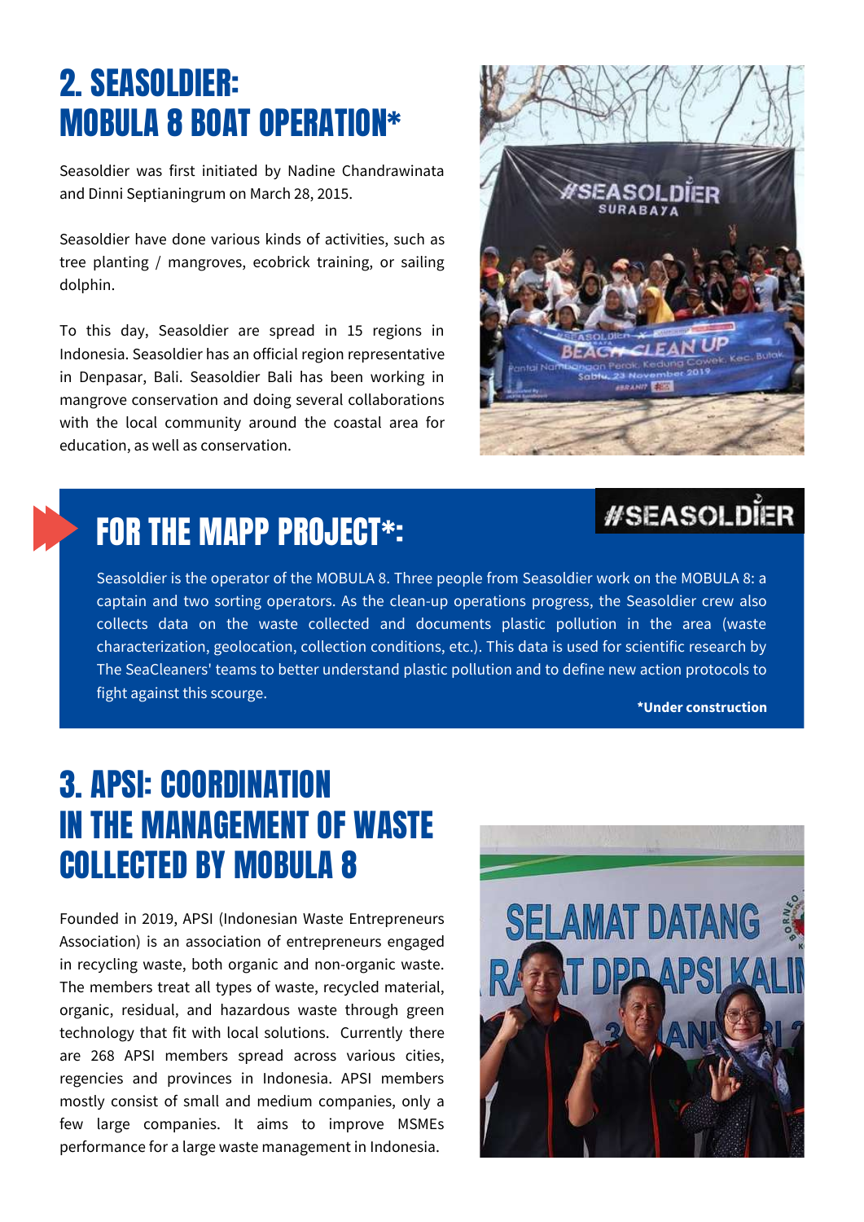## 2. SEASOLDIER: MOBULA 8 BOAT OPERATION*

Seasoldier was first initiated by Nadine Chandrawinata and Dinni Septianingrum on March 28, 2015.

Seasoldier have done various kinds of activities, such as tree planting / mangroves, ecobrick training, or sailing dolphin.

To this day, Seasoldier are spread in 15 regions in Indonesia. Seasoldier has an official region representative in Denpasar, Bali. Seasoldier Bali has been working in mangrove conservation and doing several collaborations with the local community around the coastal area for education, as well as conservation.

### FOR THE MAPP PROJECT*:

#SEASOLDIER

Seasoldier is the operator of the MOBULA 8. Three people from Seasoldier work on the MOBULA 8: a captain and two sorting operators. As the clean-up operations progress, the Seasoldier crew also collects data on the waste collected and documents plastic pollution in the area (waste characterization, geolocation, collection conditions, etc.). This data is used for scientific research by The SeaCleaners' teams to better understand plastic pollution and to define new action protocols to fight against this scourge.

**\*Under construction**

## 3. APSI: COORDINATION IN THE MANAGEMENT OF WASTE COLLECTED BY MOBULA 8

Founded in 2019, APSI (Indonesian Waste Entrepreneurs Association) is an association of entrepreneurs engaged in recycling waste, both organic and non-organic waste. The members treat all types of waste, recycled material, organic, residual, and hazardous waste through green technology that fit with local solutions. Currently there are 268 APSI members spread across various cities, regencies and provinces in Indonesia. APSI members mostly consist of small and medium companies, only a few large companies. It aims to improve MSMEs performance for a large waste management in Indonesia.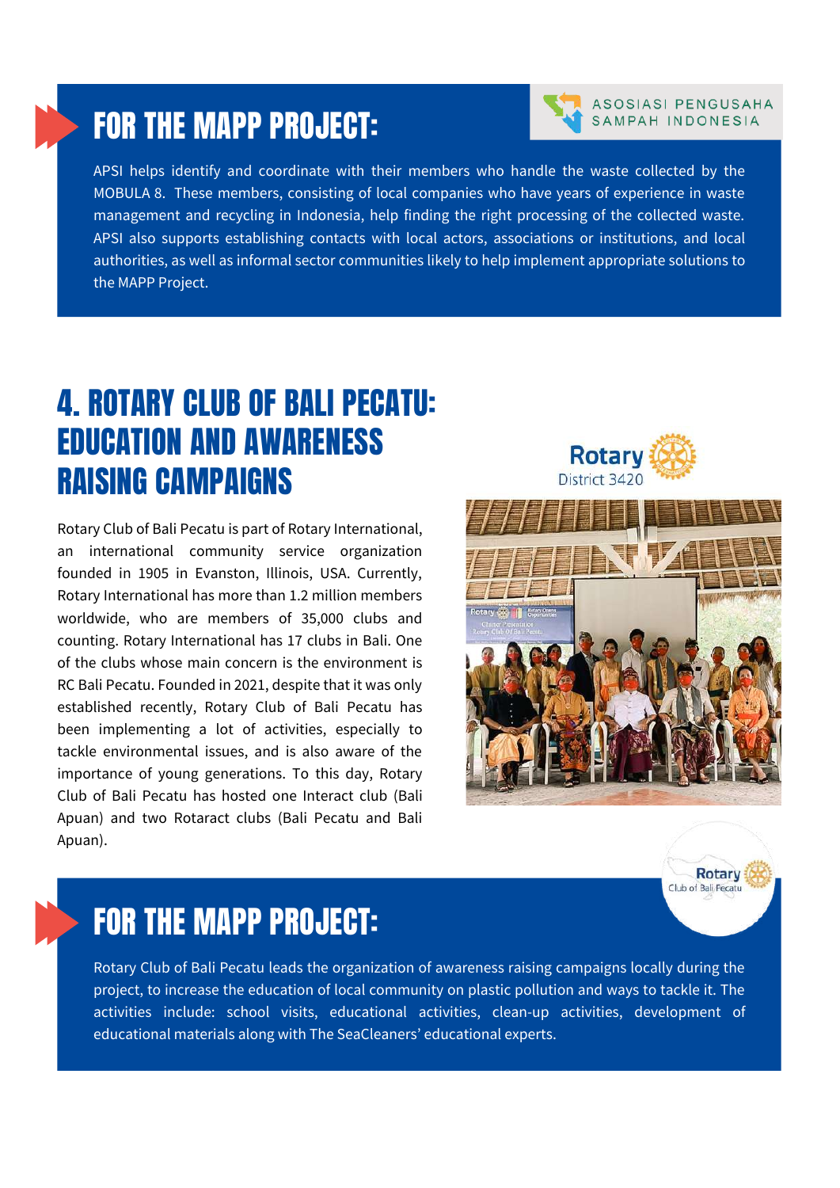## FOR THE MAPP PROJECT:

APSI helps identify and coordinate with their members who handle the waste collected by the MOBULA 8. These members, consisting of local companies who have years of experience in waste management and recycling in Indonesia, help finding the right processing of the collected waste. APSI also supports establishing contacts with local actors, associations or institutions, and local authorities, as well as informal sector communities likely to help implement appropriate solutions to the MAPP Project.

# 4. ROTARY CLUB OF BALI PECATU: EDUCATION AND AWARENESS RAISING CAMPAIGNS

Rotary Club of Bali Pecatu is part of Rotary International, an international community service organization founded in 1905 in Evanston, Illinois, USA. Currently, Rotary International has more than 1.2 million members worldwide, who are members of 35,000 clubs and counting. Rotary International has 17 clubs in Bali. One of the clubs whose main concern is the environment is RC Bali Pecatu. Founded in 2021, despite that it was only established recently, Rotary Club of Bali Pecatu has been implementing a lot of activities, especially to tackle environmental issues, and is also aware of the importance of young generations. To this day, Rotary Club of Bali Pecatu has hosted one Interact club (Bali Apuan) and two Rotaract clubs (Bali Pecatu and Bali Apuan).

## FOR THE MAPP PROJECT:

Rotary Club of Bali Pecatu leads the organization of awareness raising campaigns locally during the project, to increase the education of local community on plastic pollution and ways to tackle it. The activities include: school visits, educational activities, clean-up activities, development of educational materials along with The SeaCleaners' educational experts.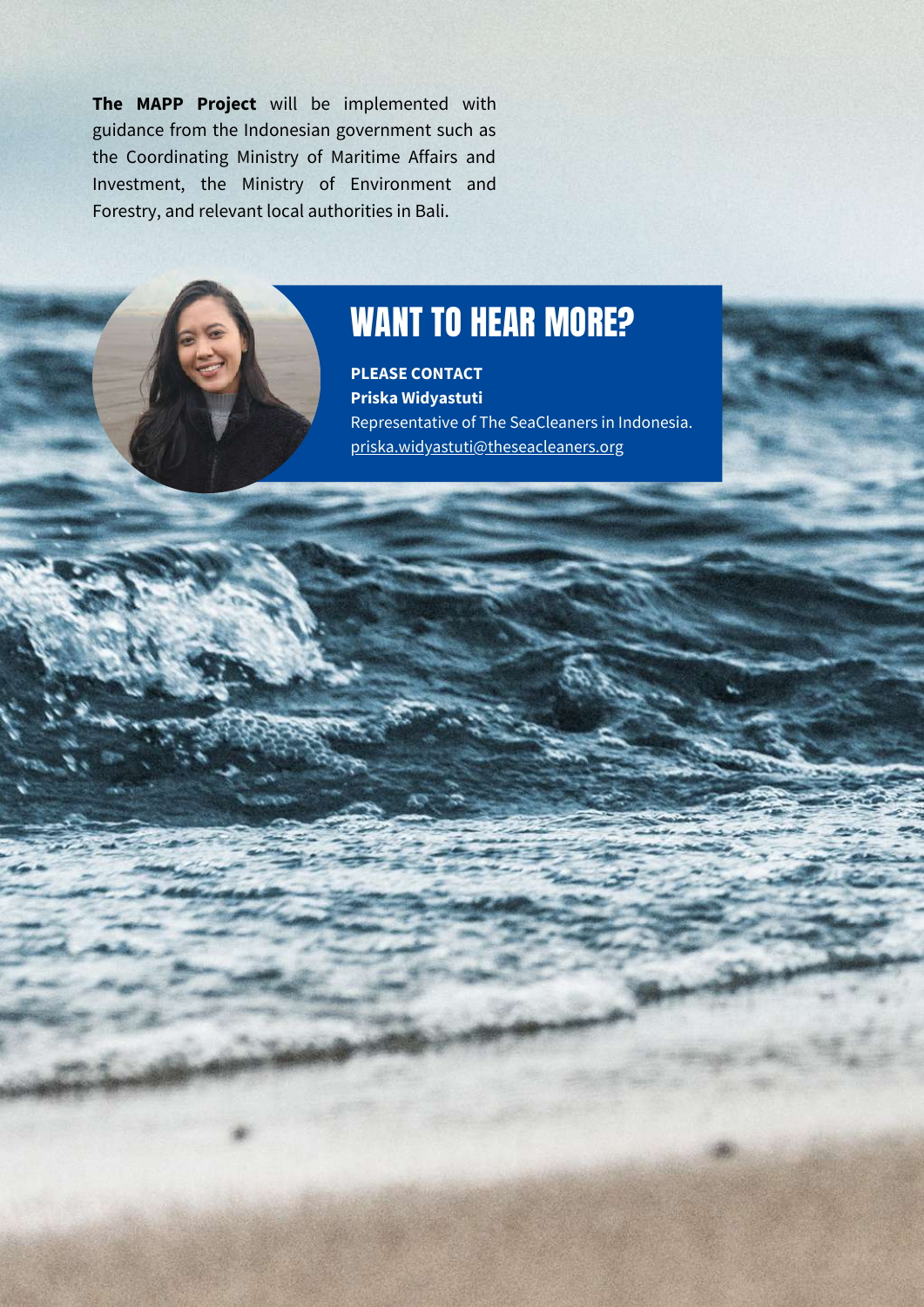**The MAPP Project** will be implemented with guidance from the Indonesian government such as the Coordinating Ministry of Maritime Affairs and Investment, the Ministry of Environment and Forestry, and relevant local authorities in Bali.

## WANT TO HEAR MORE?

**PLEASE CONTACT**
**Priska Widyastuti**
Representative of The SeaCleaners in Indonesia.
priska.widyastuti@theseacleaners.org